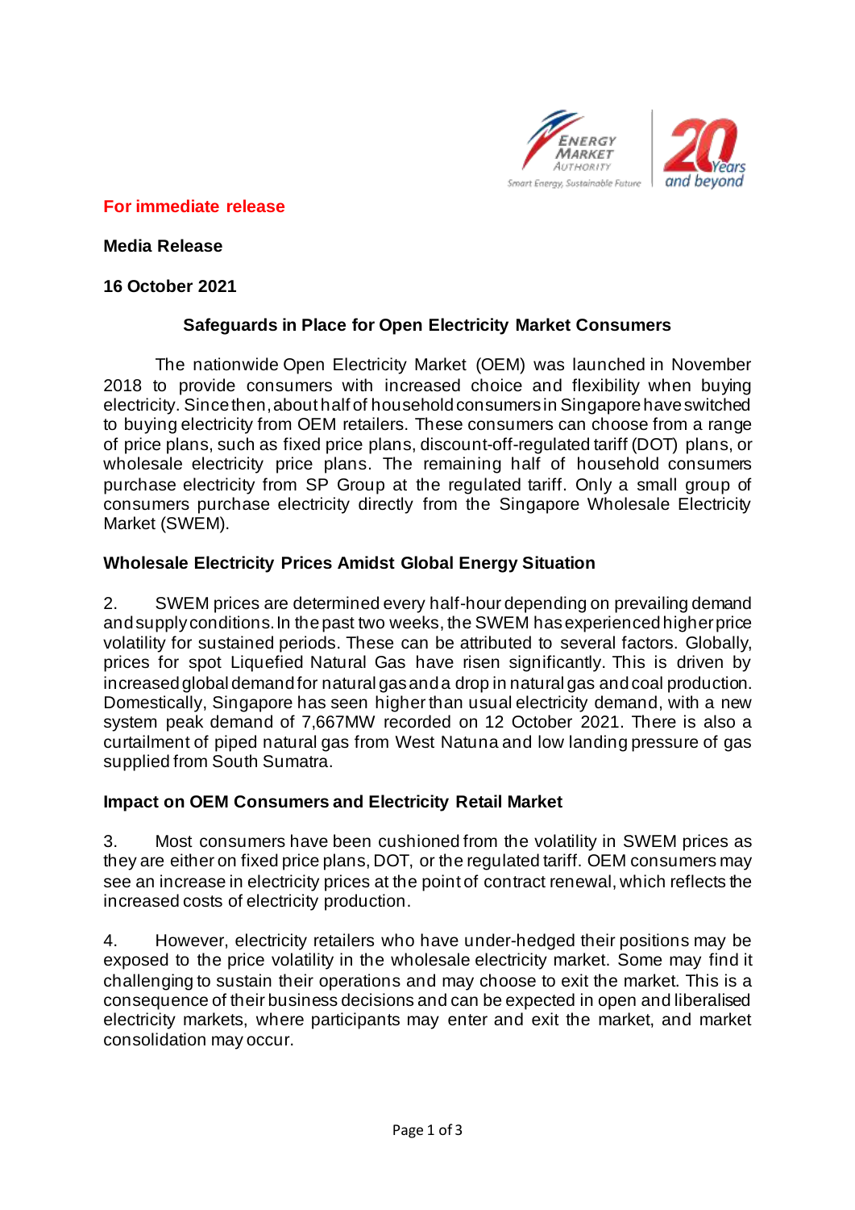**For immediate release**

**Media Release**

**16 October 2021**

## Safeguards in Place for Open Electricity Market Consumers

The nationwide Open Electricity Market (OEM) was launched in November 2018 to provide consumers with increased choice and flexibility when buying electricity. Since then, about half of household consumers in Singapore have switched to buying electricity from OEM retailers. These consumers can choose from a range of price plans, such as fixed price plans, discount-off-regulated tariff (DOT) plans, or wholesale electricity price plans. The remaining half of household consumers purchase electricity from SP Group at the regulated tariff. Only a small group of consumers purchase electricity directly from the Singapore Wholesale Electricity Market (SWEM).

### Wholesale Electricity Prices Amidst Global Energy Situation

2. SWEM prices are determined every half-hour depending on prevailing demand and supply conditions. In the past two weeks, the SWEM has experienced higher price volatility for sustained periods. These can be attributed to several factors. Globally, prices for spot Liquefied Natural Gas have risen significantly. This is driven by increased global demand for natural gas and a drop in natural gas and coal production. Domestically, Singapore has seen higher than usual electricity demand, with a new system peak demand of 7,667MW recorded on 12 October 2021. There is also a curtailment of piped natural gas from West Natuna and low landing pressure of gas supplied from South Sumatra.

### Impact on OEM Consumers and Electricity Retail Market

3. Most consumers have been cushioned from the volatility in SWEM prices as they are either on fixed price plans, DOT, or the regulated tariff. OEM consumers may see an increase in electricity prices at the point of contract renewal, which reflects the increased costs of electricity production.

4. However, electricity retailers who have under-hedged their positions may be exposed to the price volatility in the wholesale electricity market. Some may find it challenging to sustain their operations and may choose to exit the market. This is a consequence of their business decisions and can be expected in open and liberalised electricity markets, where participants may enter and exit the market, and market consolidation may occur.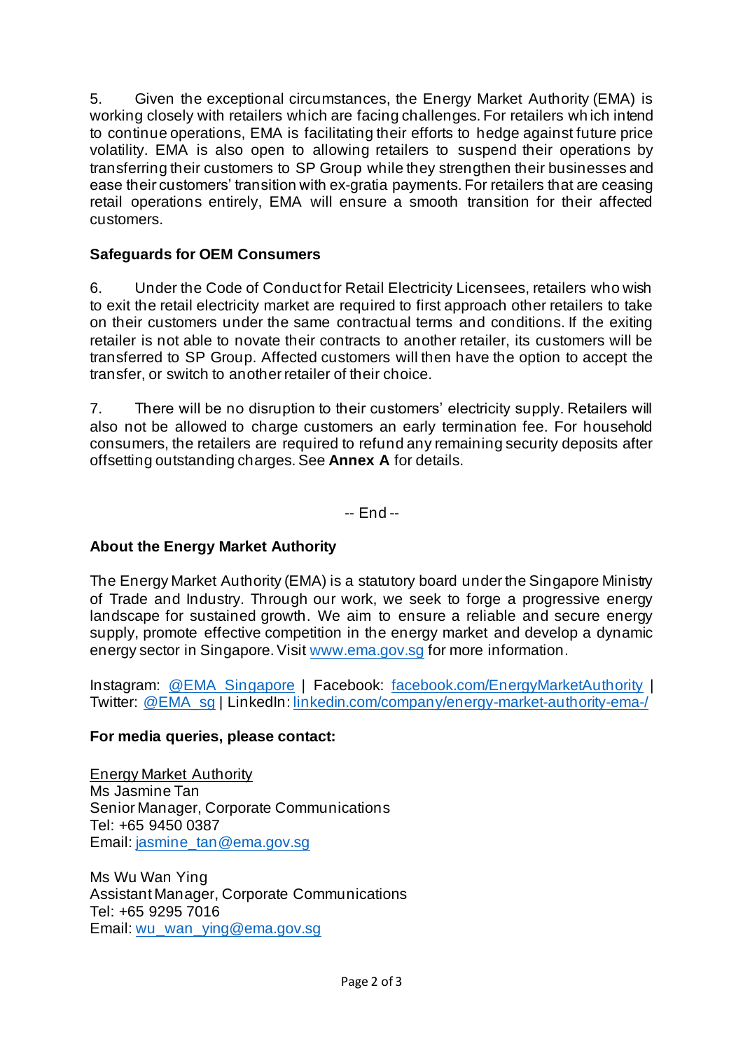5. Given the exceptional circumstances, the Energy Market Authority (EMA) is working closely with retailers which are facing challenges. For retailers which intend to continue operations, EMA is facilitating their efforts to hedge against future price volatility. EMA is also open to allowing retailers to suspend their operations by transferring their customers to SP Group while they strengthen their businesses and ease their customers' transition with ex-gratia payments. For retailers that are ceasing retail operations entirely, EMA will ensure a smooth transition for their affected customers.

**Safeguards for OEM Consumers**

6. Under the Code of Conduct for Retail Electricity Licensees, retailers who wish to exit the retail electricity market are required to first approach other retailers to take on their customers under the same contractual terms and conditions. If the exiting retailer is not able to novate their contracts to another retailer, its customers will be transferred to SP Group. Affected customers will then have the option to accept the transfer, or switch to another retailer of their choice.

7. There will be no disruption to their customers' electricity supply. Retailers will also not be allowed to charge customers an early termination fee. For household consumers, the retailers are required to refund any remaining security deposits after offsetting outstanding charges. See **Annex A** for details.

-- End --

**About the Energy Market Authority**

The Energy Market Authority (EMA) is a statutory board under the Singapore Ministry of Trade and Industry. Through our work, we seek to forge a progressive energy landscape for sustained growth. We aim to ensure a reliable and secure energy supply, promote effective competition in the energy market and develop a dynamic energy sector in Singapore. Visit www.ema.gov.sg for more information.

Instagram: @EMA_Singapore | Facebook: facebook.com/EnergyMarketAuthority | Twitter: @EMA_sg | LinkedIn: linkedin.com/company/energy-market-authority-ema-/

**For media queries, please contact:**

Energy Market Authority
Ms Jasmine Tan
Senior Manager, Corporate Communications
Tel: +65 9450 0387
Email: jasmine_tan@ema.gov.sg

Ms Wu Wan Ying
Assistant Manager, Corporate Communications
Tel: +65 9295 7016
Email: wu_wan_ying@ema.gov.sg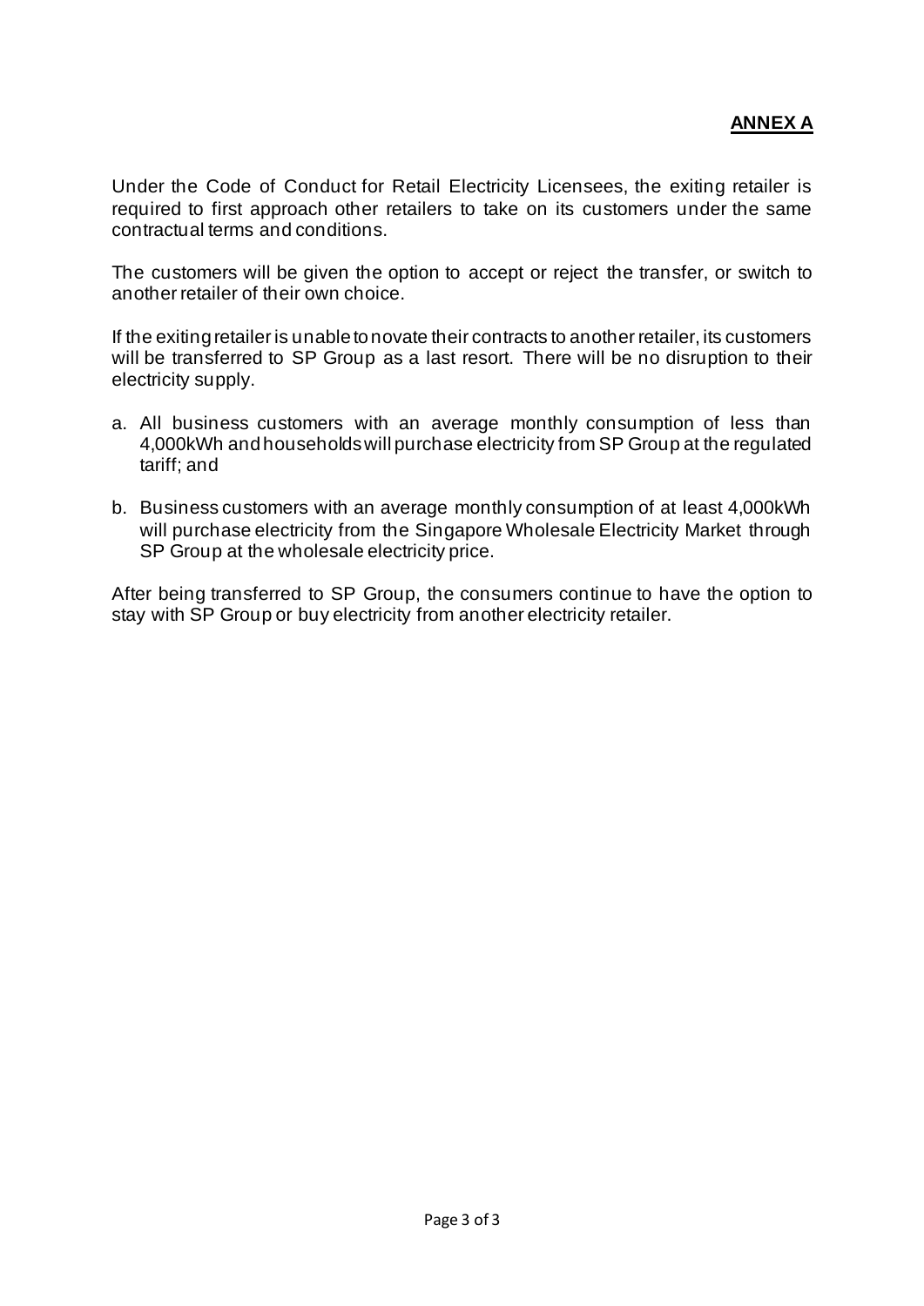**ANNEX A**

Under the Code of Conduct for Retail Electricity Licensees, the exiting retailer is required to first approach other retailers to take on its customers under the same contractual terms and conditions.

The customers will be given the option to accept or reject the transfer, or switch to another retailer of their own choice.

If the exiting retailer is unable to novate their contracts to another retailer, its customers will be transferred to SP Group as a last resort. There will be no disruption to their electricity supply.

a. All business customers with an average monthly consumption of less than 4,000kWh and households will purchase electricity from SP Group at the regulated tariff; and

b. Business customers with an average monthly consumption of at least 4,000kWh will purchase electricity from the Singapore Wholesale Electricity Market through SP Group at the wholesale electricity price.

After being transferred to SP Group, the consumers continue to have the option to stay with SP Group or buy electricity from another electricity retailer.